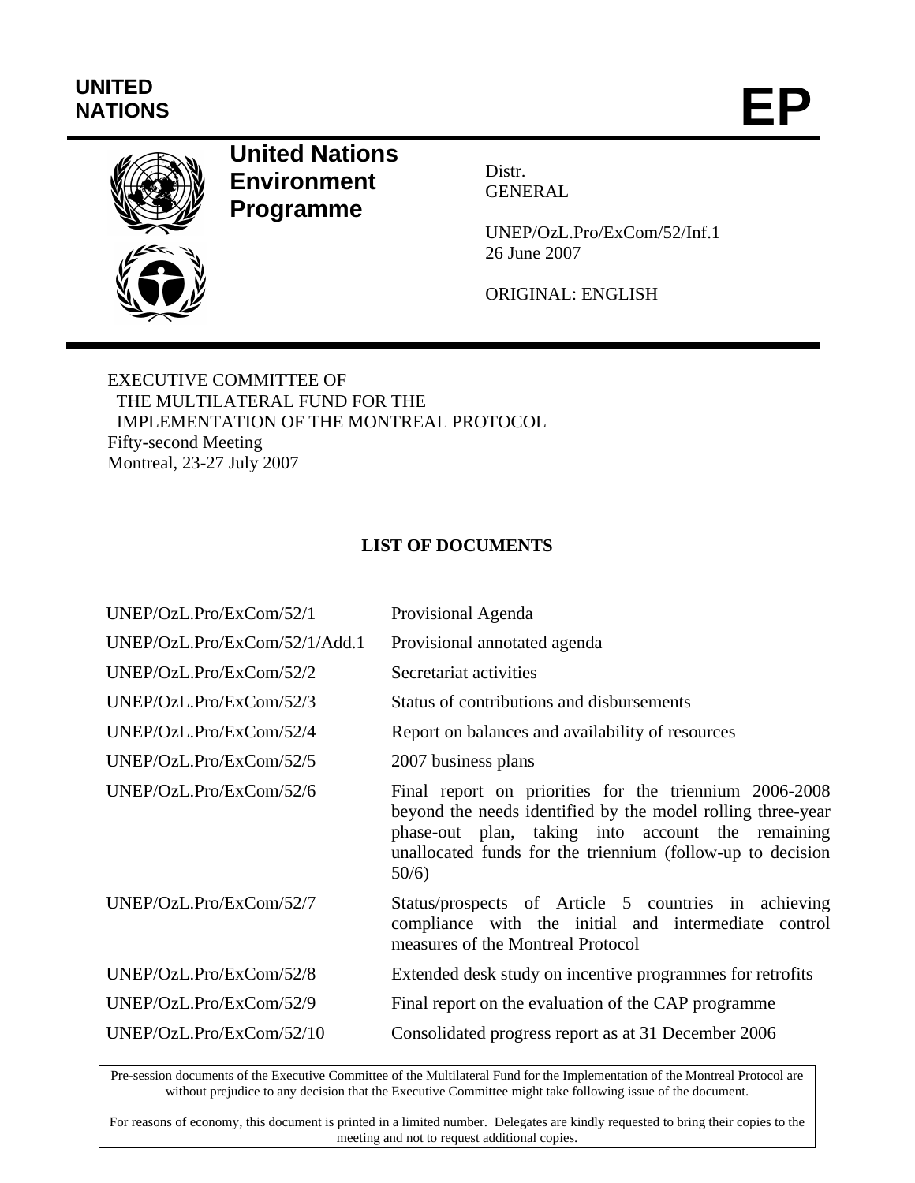UNITED NATIONS

# EP

**United Nations Environment Programme**

Distr.
GENERAL

UNEP/OzL.Pro/ExCom/52/Inf.1
26 June 2007

ORIGINAL: ENGLISH

EXECUTIVE COMMITTEE OF
THE MULTILATERAL FUND FOR THE
IMPLEMENTATION OF THE MONTREAL PROTOCOL
Fifty-second Meeting
Montreal, 23-27 July 2007

## LIST OF DOCUMENTS

| | |
|---|---|
| UNEP/OzL.Pro/ExCom/52/1 | Provisional Agenda |
| UNEP/OzL.Pro/ExCom/52/1/Add.1 | Provisional annotated agenda |
| UNEP/OzL.Pro/ExCom/52/2 | Secretariat activities |
| UNEP/OzL.Pro/ExCom/52/3 | Status of contributions and disbursements |
| UNEP/OzL.Pro/ExCom/52/4 | Report on balances and availability of resources |
| UNEP/OzL.Pro/ExCom/52/5 | 2007 business plans |
| UNEP/OzL.Pro/ExCom/52/6 | Final report on priorities for the triennium 2006-2008 beyond the needs identified by the model rolling three-year phase-out plan, taking into account the remaining unallocated funds for the triennium (follow-up to decision 50/6) |
| UNEP/OzL.Pro/ExCom/52/7 | Status/prospects of Article 5 countries in achieving compliance with the initial and intermediate control measures of the Montreal Protocol |
| UNEP/OzL.Pro/ExCom/52/8 | Extended desk study on incentive programmes for retrofits |
| UNEP/OzL.Pro/ExCom/52/9 | Final report on the evaluation of the CAP programme |
| UNEP/OzL.Pro/ExCom/52/10 | Consolidated progress report as at 31 December 2006 |

Pre-session documents of the Executive Committee of the Multilateral Fund for the Implementation of the Montreal Protocol are without prejudice to any decision that the Executive Committee might take following issue of the document.

For reasons of economy, this document is printed in a limited number. Delegates are kindly requested to bring their copies to the meeting and not to request additional copies.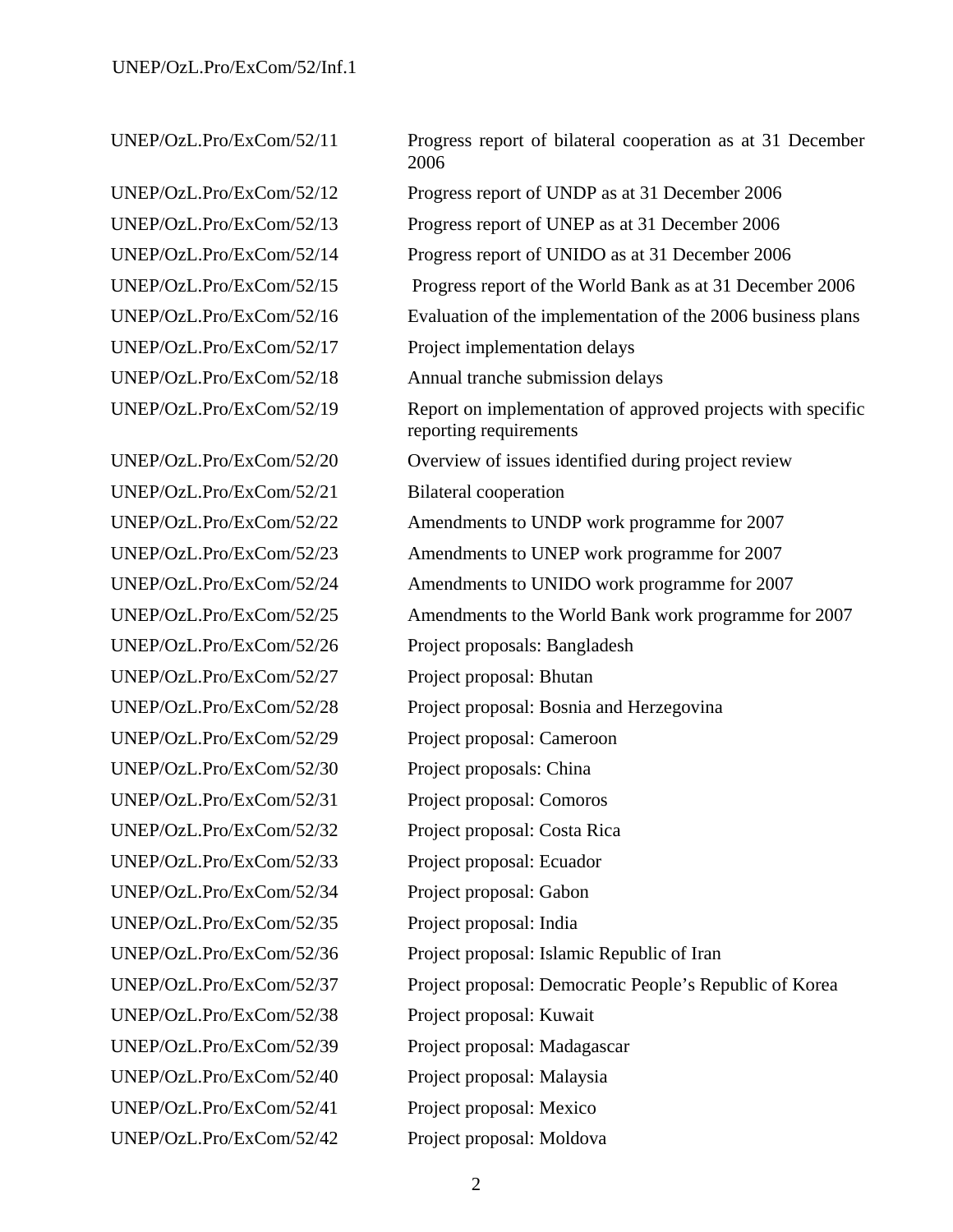| | |
|---|---|
| UNEP/OzL.Pro/ExCom/52/11 | Progress report of bilateral cooperation as at 31 December 2006 |
| UNEP/OzL.Pro/ExCom/52/12 | Progress report of UNDP as at 31 December 2006 |
| UNEP/OzL.Pro/ExCom/52/13 | Progress report of UNEP as at 31 December 2006 |
| UNEP/OzL.Pro/ExCom/52/14 | Progress report of UNIDO as at 31 December 2006 |
| UNEP/OzL.Pro/ExCom/52/15 | Progress report of the World Bank as at 31 December 2006 |
| UNEP/OzL.Pro/ExCom/52/16 | Evaluation of the implementation of the 2006 business plans |
| UNEP/OzL.Pro/ExCom/52/17 | Project implementation delays |
| UNEP/OzL.Pro/ExCom/52/18 | Annual tranche submission delays |
| UNEP/OzL.Pro/ExCom/52/19 | Report on implementation of approved projects with specific reporting requirements |
| UNEP/OzL.Pro/ExCom/52/20 | Overview of issues identified during project review |
| UNEP/OzL.Pro/ExCom/52/21 | Bilateral cooperation |
| UNEP/OzL.Pro/ExCom/52/22 | Amendments to UNDP work programme for 2007 |
| UNEP/OzL.Pro/ExCom/52/23 | Amendments to UNEP work programme for 2007 |
| UNEP/OzL.Pro/ExCom/52/24 | Amendments to UNIDO work programme for 2007 |
| UNEP/OzL.Pro/ExCom/52/25 | Amendments to the World Bank work programme for 2007 |
| UNEP/OzL.Pro/ExCom/52/26 | Project proposals: Bangladesh |
| UNEP/OzL.Pro/ExCom/52/27 | Project proposal: Bhutan |
| UNEP/OzL.Pro/ExCom/52/28 | Project proposal: Bosnia and Herzegovina |
| UNEP/OzL.Pro/ExCom/52/29 | Project proposal: Cameroon |
| UNEP/OzL.Pro/ExCom/52/30 | Project proposals: China |
| UNEP/OzL.Pro/ExCom/52/31 | Project proposal: Comoros |
| UNEP/OzL.Pro/ExCom/52/32 | Project proposal: Costa Rica |
| UNEP/OzL.Pro/ExCom/52/33 | Project proposal: Ecuador |
| UNEP/OzL.Pro/ExCom/52/34 | Project proposal: Gabon |
| UNEP/OzL.Pro/ExCom/52/35 | Project proposal: India |
| UNEP/OzL.Pro/ExCom/52/36 | Project proposal: Islamic Republic of Iran |
| UNEP/OzL.Pro/ExCom/52/37 | Project proposal: Democratic People's Republic of Korea |
| UNEP/OzL.Pro/ExCom/52/38 | Project proposal: Kuwait |
| UNEP/OzL.Pro/ExCom/52/39 | Project proposal: Madagascar |
| UNEP/OzL.Pro/ExCom/52/40 | Project proposal: Malaysia |
| UNEP/OzL.Pro/ExCom/52/41 | Project proposal: Mexico |
| UNEP/OzL.Pro/ExCom/52/42 | Project proposal: Moldova |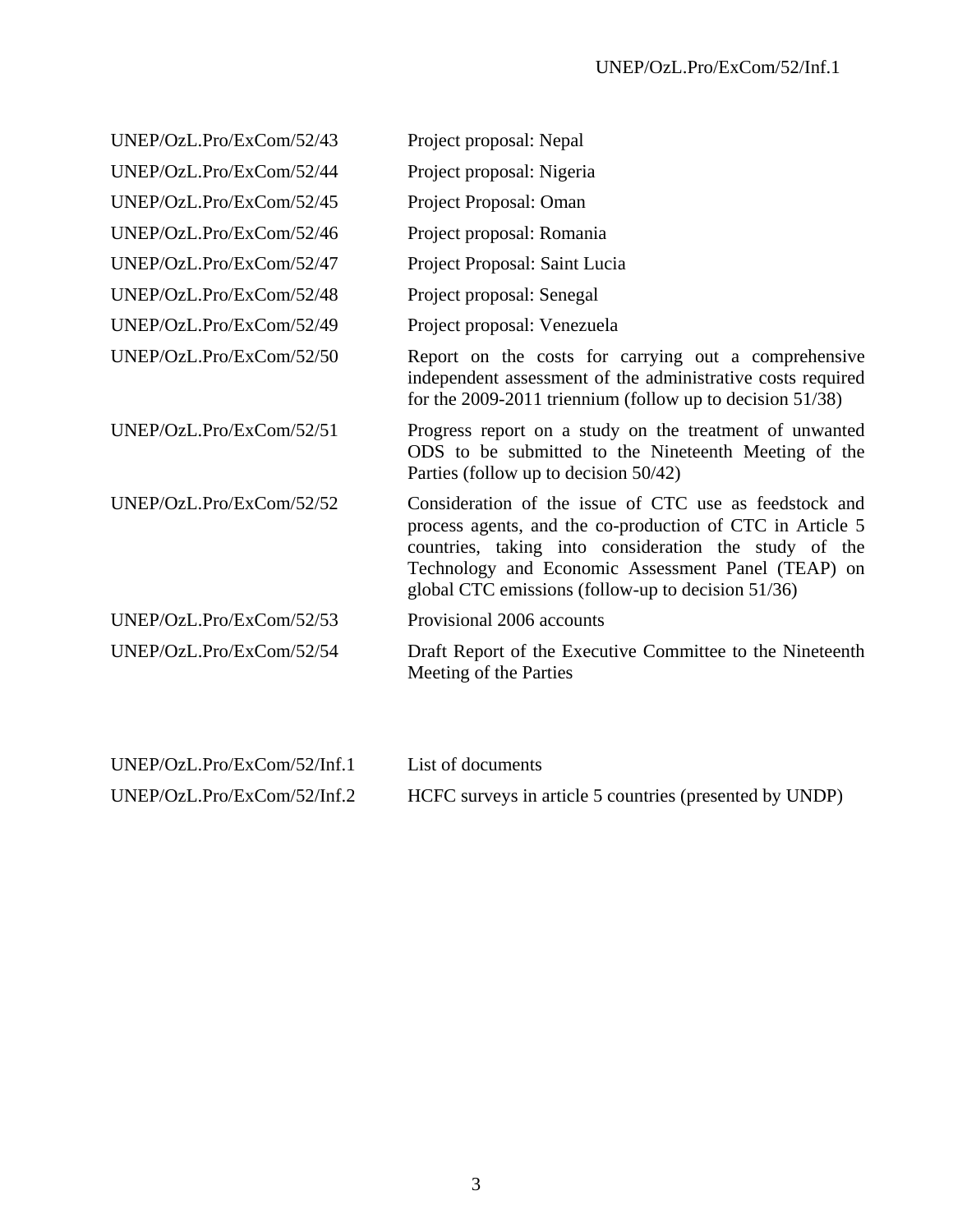| | |
|---|---|
| UNEP/OzL.Pro/ExCom/52/43 | Project proposal: Nepal |
| UNEP/OzL.Pro/ExCom/52/44 | Project proposal: Nigeria |
| UNEP/OzL.Pro/ExCom/52/45 | Project Proposal: Oman |
| UNEP/OzL.Pro/ExCom/52/46 | Project proposal: Romania |
| UNEP/OzL.Pro/ExCom/52/47 | Project Proposal: Saint Lucia |
| UNEP/OzL.Pro/ExCom/52/48 | Project proposal: Senegal |
| UNEP/OzL.Pro/ExCom/52/49 | Project proposal: Venezuela |
| UNEP/OzL.Pro/ExCom/52/50 | Report on the costs for carrying out a comprehensive independent assessment of the administrative costs required for the 2009-2011 triennium (follow up to decision 51/38) |
| UNEP/OzL.Pro/ExCom/52/51 | Progress report on a study on the treatment of unwanted ODS to be submitted to the Nineteenth Meeting of the Parties (follow up to decision 50/42) |
| UNEP/OzL.Pro/ExCom/52/52 | Consideration of the issue of CTC use as feedstock and process agents, and the co-production of CTC in Article 5 countries, taking into consideration the study of the Technology and Economic Assessment Panel (TEAP) on global CTC emissions (follow-up to decision 51/36) |
| UNEP/OzL.Pro/ExCom/52/53 | Provisional 2006 accounts |
| UNEP/OzL.Pro/ExCom/52/54 | Draft Report of the Executive Committee to the Nineteenth Meeting of the Parties |

| | |
|---|---|
| UNEP/OzL.Pro/ExCom/52/Inf.1 | List of documents |
| UNEP/OzL.Pro/ExCom/52/Inf.2 | HCFC surveys in article 5 countries (presented by UNDP) |